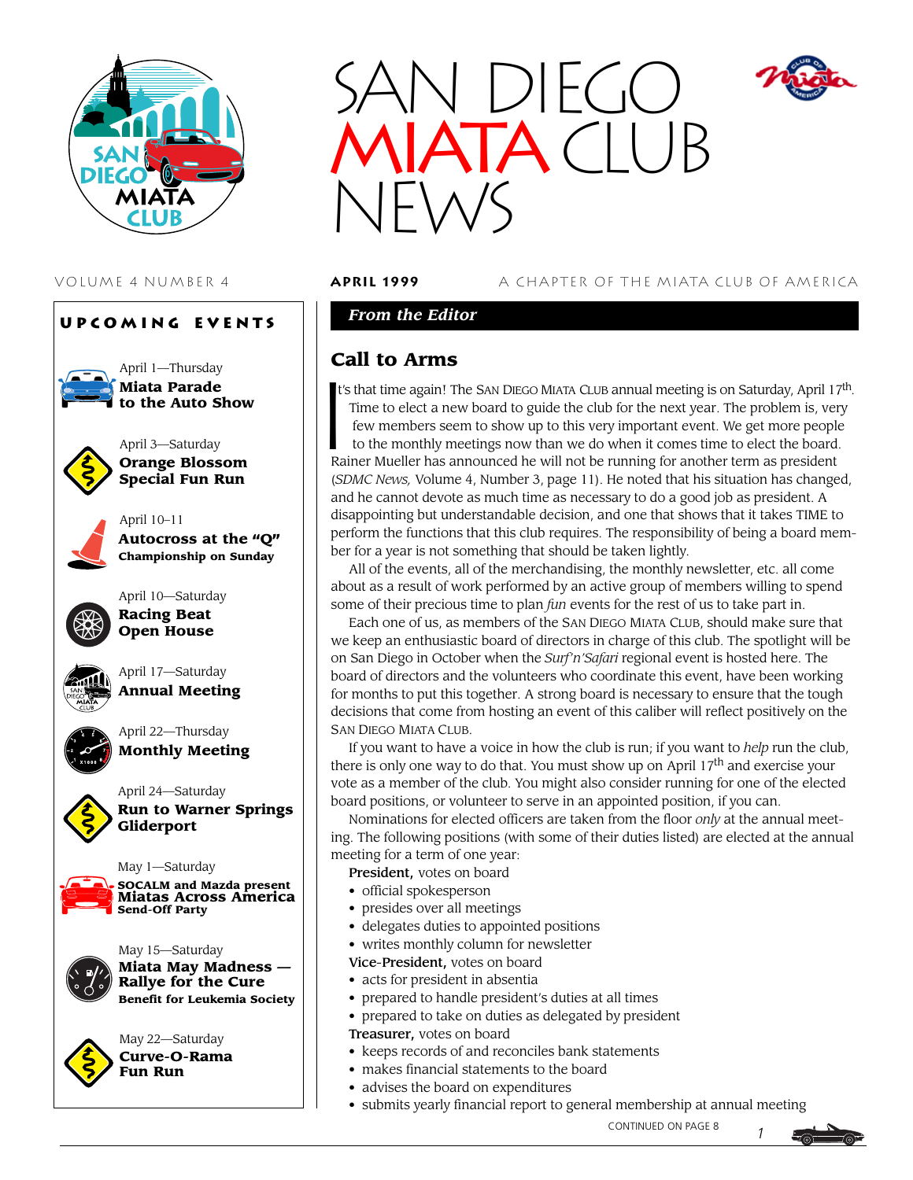# SAN DIEGO MIATA CLUB NEWS

VOLUME 4 NUMBER 4 **APRIL 1999** A CHAPTER OF THE MIATA CLUB OF AMERICA

## UPCOMING EVENTS

April 1—Thursday
**Miata Parade to the Auto Show**

April 3—Saturday
**Orange Blossom Special Fun Run**

April 10–11
**Autocross at the "Q"**
**Championship on Sunday**

April 10—Saturday
**Racing Beat Open House**

April 17—Saturday
**Annual Meeting**

April 22—Thursday
**Monthly Meeting**

April 24—Saturday
**Run to Warner Springs Gliderport**

May 1—Saturday
**SOCALM and Mazda present Miatas Across America**
**Send-Off Party**

May 15—Saturday
**Miata May Madness — Rallye for the Cure**
**Benefit for Leukemia Society**

May 22—Saturday
**Curve-O-Rama Fun Run**

## *From the Editor*

## Call to Arms

It's that time again! The SAN DIEGO MIATA CLUB annual meeting is on Saturday, April 17th. Time to elect a new board to guide the club for the next year. The problem is, very few members seem to show up to this very important event. We get more people to the monthly meetings now than we do when it comes time to elect the board. Rainer Mueller has announced he will not be running for another term as president (*SDMC News,* Volume 4, Number 3, page 11). He noted that his situation has changed, and he cannot devote as much time as necessary to do a good job as president. A disappointing but understandable decision, and one that shows that it takes TIME to perform the functions that this club requires. The responsibility of being a board member for a year is not something that should be taken lightly.

All of the events, all of the merchandising, the monthly newsletter, etc. all come about as a result of work performed by an active group of members willing to spend some of their precious time to plan *fun* events for the rest of us to take part in.

Each one of us, as members of the SAN DIEGO MIATA CLUB, should make sure that we keep an enthusiastic board of directors in charge of this club. The spotlight will be on San Diego in October when the *Surf'n'Safari* regional event is hosted here. The board of directors and the volunteers who coordinate this event, have been working for months to put this together. A strong board is necessary to ensure that the tough decisions that come from hosting an event of this caliber will reflect positively on the SAN DIEGO MIATA CLUB.

If you want to have a voice in how the club is run; if you want to *help* run the club, there is only one way to do that. You must show up on April 17th and exercise your vote as a member of the club. You might also consider running for one of the elected board positions, or volunteer to serve in an appointed position, if you can.

Nominations for elected officers are taken from the floor *only* at the annual meeting. The following positions (with some of their duties listed) are elected at the annual meeting for a term of one year:

**President,** votes on board
- official spokesperson
- presides over all meetings
- delegates duties to appointed positions
- writes monthly column for newsletter

**Vice-President,** votes on board
- acts for president in absentia
- prepared to handle president's duties at all times
- prepared to take on duties as delegated by president

**Treasurer,** votes on board
- keeps records of and reconciles bank statements
- makes financial statements to the board
- advises the board on expenditures
- submits yearly financial report to general membership at annual meeting

CONTINUED ON PAGE 8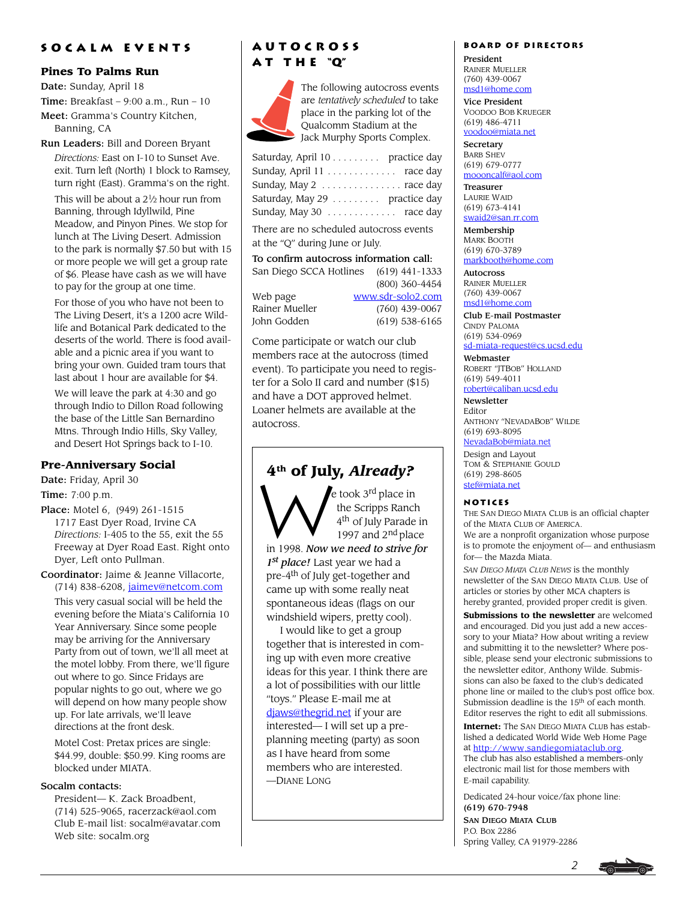## SOCALM EVENTS

### Pines To Palms Run

**Date:** Sunday, April 18

**Time:** Breakfast – 9:00 a.m., Run – 10

**Meet:** Gramma's Country Kitchen, Banning, CA

**Run Leaders:** Bill and Doreen Bryant

*Directions:* East on I-10 to Sunset Ave. exit. Turn left (North) 1 block to Ramsey, turn right (East). Gramma's on the right.

This will be about a 2½ hour run from Banning, through Idyllwild, Pine Meadow, and Pinyon Pines. We stop for lunch at The Living Desert. Admission to the park is normally $7.50 but with 15 or more people we will get a group rate of $6. Please have cash as we will have to pay for the group at one time.

For those of you who have not been to The Living Desert, it's a 1200 acre Wildlife and Botanical Park dedicated to the deserts of the world. There is food available and a picnic area if you want to bring your own. Guided tram tours that last about 1 hour are available for $4.

We will leave the park at 4:30 and go through Indio to Dillon Road following the base of the Little San Bernardino Mtns. Through Indio Hills, Sky Valley, and Desert Hot Springs back to I-10.

### Pre-Anniversary Social

**Date:** Friday, April 30

**Time:** 7:00 p.m.

**Place:** Motel 6, (949) 261-1515
1717 East Dyer Road, Irvine CA
*Directions:* I-405 to the 55, exit the 55 Freeway at Dyer Road East. Right onto Dyer, Left onto Pullman.

**Coordinator:** Jaime & Jeanne Villacorte, (714) 838-6208, jaimev@netcom.com

This very casual social will be held the evening before the Miata's California 10 Year Anniversary. Since some people may be arriving for the Anniversary Party from out of town, we'll all meet at the motel lobby. From there, we'll figure out where to go. Since Fridays are popular nights to go out, where we go will depend on how many people show up. For late arrivals, we'll leave directions at the front desk.

Motel Cost: Pretax prices are single: $44.99, double: $50.99. King rooms are blocked under MIATA.

**Socalm contacts:**

President— K. Zack Broadbent, (714) 525-9065, racerzack@aol.com
Club E-mail list: socalm@avatar.com
Web site: socalm.org

## AUTOCROSS AT THE "Q"

The following autocross events are *tentatively scheduled* to take place in the parking lot of the Qualcomm Stadium at the Jack Murphy Sports Complex.

| Date | Event |
|---|---|
| Saturday, April 10 | practice day |
| Sunday, April 11 | race day |
| Sunday, May 2 | race day |
| Saturday, May 29 | practice day |
| Sunday, May 30 | race day |

There are no scheduled autocross events at the "Q" during June or July.

**To confirm autocross information call:**

| | |
|---|---|
| San Diego SCCA Hotlines | (619) 441-1333 |
| | (800) 360-4454 |
| Web page | www.sdr-solo2.com |
| Rainer Mueller | (760) 439-0067 |
| John Godden | (619) 538-6165 |

Come participate or watch our club members race at the autocross (timed event). To participate you need to register for a Solo II card and number ($15) and have a DOT approved helmet. Loaner helmets are available at the autocross.

## 4th of July, *Already?*

We took 3rd place in the Scripps Ranch 4th of July Parade in 1997 and 2nd place in 1998. *Now we need to strive for 1st place!* Last year we had a pre-4th of July get-together and came up with some really neat spontaneous ideas (flags on our windshield wipers, pretty cool).

I would like to get a group together that is interested in coming up with even more creative ideas for this year. I think there are a lot of possibilities with our little "toys." Please E-mail me at djaws@thegrid.net if your are interested— I will set up a pre-planning meeting (party) as soon as I have heard from some members who are interested.
—Diane Long

## BOARD OF DIRECTORS

**President**
Rainer Mueller
(760) 439-0067
msd1@home.com

**Vice President**
Voodoo Bob Krueger
(619) 486-4711
voodoo@miata.net

**Secretary**
Barb Shev
(619) 679-0777
moooncalf@aol.com

**Treasurer**
Laurie Waid
(619) 673-4141
swaid2@san.rr.com

**Membership**
Mark Booth
(619) 670-3789
markbooth@home.com

**Autocross**
Rainer Mueller
(760) 439-0067
msd1@home.com

**Club E-mail Postmaster**
Cindy Paloma
(619) 534-0969
sd-miata-request@cs.ucsd.edu

**Webmaster**
Robert "JTBob" Holland
(619) 549-4011
robert@caliban.ucsd.edu

**Newsletter**
Editor
Anthony "NevadaBob" Wilde
(619) 693-8095
NevadaBob@miata.net

Design and Layout
Tom & Stephanie Gould
(619) 298-8605
stef@miata.net

## NOTICES

The San Diego Miata Club is an official chapter of the Miata Club of America.

We are a nonprofit organization whose purpose is to promote the enjoyment of— and enthusiasm for— the Mazda Miata.

*San Diego Miata Club News* is the monthly newsletter of the San Diego Miata Club. Use of articles or stories by other MCA chapters is hereby granted, provided proper credit is given.

**Submissions to the newsletter** are welcomed and encouraged. Did you just add a new accessory to your Miata? How about writing a review and submitting it to the newsletter? Where possible, please send your electronic submissions to the newsletter editor, Anthony Wilde. Submissions can also be faxed to the club's dedicated phone line or mailed to the club's post office box. Submission deadline is the 15th of each month. Editor reserves the right to edit all submissions.

**Internet:** The San Diego Miata Club has established a dedicated World Wide Web Home Page at http://www.sandiegomiataclub.org. The club has also established a members-only electronic mail list for those members with E-mail capability.

Dedicated 24-hour voice/fax phone line:
**(619) 670-7948**

San Diego Miata Club
P.O. Box 2286
Spring Valley, CA 91979-2286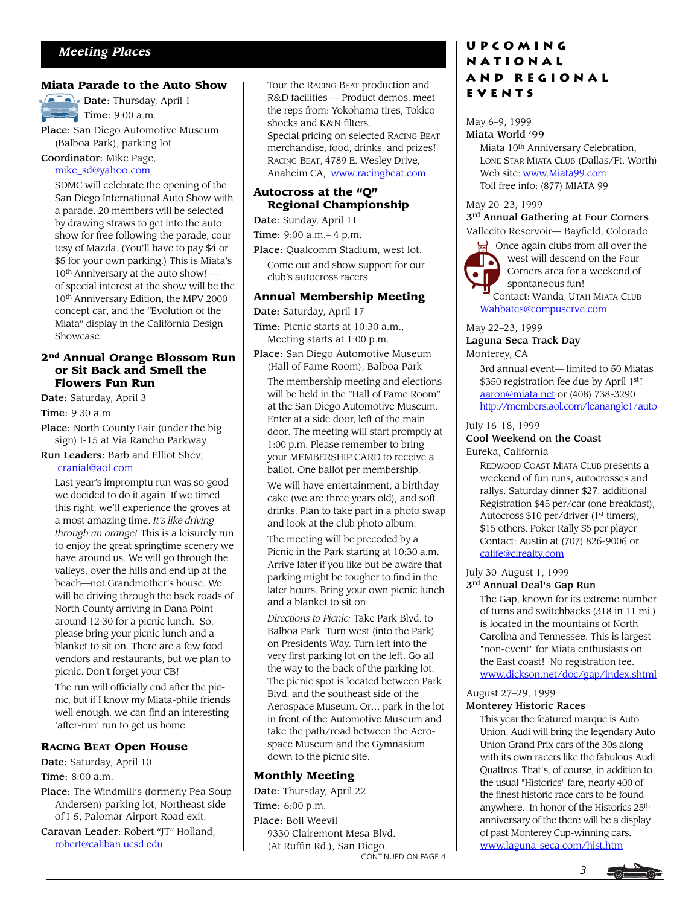## Meeting Places

### Miata Parade to the Auto Show

**Date:** Thursday, April 1

**Time:** 9:00 a.m.

**Place:** San Diego Automotive Museum (Balboa Park), parking lot.

**Coordinator:** Mike Page, mike_sd@yahoo.com

SDMC will celebrate the opening of the San Diego International Auto Show with a parade. 20 members will be selected by drawing straws to get into the auto show for free following the parade, courtesy of Mazda. (You'll have to pay $4 or $5 for your own parking.) This is Miata's 10th Anniversary at the auto show! — of special interest at the show will be the 10th Anniversary Edition, the MPV 2000 concept car, and the "Evolution of the Miata" display in the California Design Showcase.

### 2nd Annual Orange Blossom Run or Sit Back and Smell the Flowers Fun Run

**Date:** Saturday, April 3

**Time:** 9:30 a.m.

**Place:** North County Fair (under the big sign) I-15 at Via Rancho Parkway

**Run Leaders:** Barb and Elliot Shev, cranial@aol.com

Last year's impromptu run was so good we decided to do it again. If we timed this right, we'll experience the groves at a most amazing time. *It's like driving through an orange!* This is a leisurely run to enjoy the great springtime scenery we have around us. We will go through the valleys, over the hills and end up at the beach—not Grandmother's house. We will be driving through the back roads of North County arriving in Dana Point around 12:30 for a picnic lunch. So, please bring your picnic lunch and a blanket to sit on. There are a few food vendors and restaurants, but we plan to picnic. Don't forget your CB!

The run will officially end after the picnic, but if I know my Miata-phile friends well enough, we can find an interesting 'after-run' run to get us home.

### Racing Beat Open House

**Date:** Saturday, April 10

**Time:** 8:00 a.m.

**Place:** The Windmill's (formerly Pea Soup Andersen) parking lot, Northeast side of I-5, Palomar Airport Road exit.

**Caravan Leader:** Robert "JT" Holland, robert@caliban.ucsd.edu

Tour the Racing Beat production and R&D facilities — Product demos, meet the reps from: Yokohama tires, Tokico shocks and K&N filters.

Special pricing on selected Racing Beat merchandise, food, drinks, and prizes!|

Racing Beat, 4789 E. Wesley Drive, Anaheim CA, www.racingbeat.com

### Autocross at the "Q" Regional Championship

**Date:** Sunday, April 11

**Time:** 9:00 a.m.– 4 p.m.

**Place:** Qualcomm Stadium, west lot.

Come out and show support for our club's autocross racers.

### Annual Membership Meeting

**Date:** Saturday, April 17

**Time:** Picnic starts at 10:30 a.m., Meeting starts at 1:00 p.m.

**Place:** San Diego Automotive Museum (Hall of Fame Room), Balboa Park

The membership meeting and elections will be held in the "Hall of Fame Room" at the San Diego Automotive Museum. Enter at a side door, left of the main door. The meeting will start promptly at 1:00 p.m. Please remember to bring your MEMBERSHIP CARD to receive a ballot. One ballot per membership.

We will have entertainment, a birthday cake (we are three years old), and soft drinks. Plan to take part in a photo swap and look at the club photo album.

The meeting will be preceded by a Picnic in the Park starting at 10:30 a.m. Arrive later if you like but be aware that parking might be tougher to find in the later hours. Bring your own picnic lunch and a blanket to sit on.

*Directions to Picnic:* Take Park Blvd. to Balboa Park. Turn west (into the Park) on Presidents Way. Turn left into the very first parking lot on the left. Go all the way to the back of the parking lot. The picnic spot is located between Park Blvd. and the southeast side of the Aerospace Museum. Or... park in the lot in front of the Automotive Museum and take the path/road between the Aerospace Museum and the Gymnasium down to the picnic site.

### Monthly Meeting

**Date:** Thursday, April 22

**Time:** 6:00 p.m.

**Place:** Boll Weevil
9330 Clairemont Mesa Blvd.
(At Ruffin Rd.), San Diego

CONTINUED ON PAGE 4

## Upcoming National and Regional Events

May 6–9, 1999
**Miata World '99**
Miata 10th Anniversary Celebration, Lone Star Miata Club (Dallas/Ft. Worth)
Web site: www.Miata99.com
Toll free info: (877) MIATA 99

May 20–23, 1999
**3rd Annual Gathering at Four Corners**
Vallecito Reservoir— Bayfield, Colorado
Once again clubs from all over the west will descend on the Four Corners area for a weekend of spontaneous fun!
Contact: Wanda, Utah Miata Club
Wahbates@compuserve.com

May 22–23, 1999
**Laguna Seca Track Day**
Monterey, CA
3rd annual event— limited to 50 Miatas
$350 registration fee due by April 1st!
aaron@miata.net or (408) 738-3290
http://members.aol.com/leanangle1/auto

July 16–18, 1999
**Cool Weekend on the Coast**
Eureka, California
Redwood Coast Miata Club presents a weekend of fun runs, autocrosses and rallys. Saturday dinner $27. additional Registration $45 per/car (one breakfast), Autocross $10 per/driver (1st timers), $15 others. Poker Rally $5 per player
Contact: Austin at (707) 826-9006 or calife@clrealty.com

July 30–August 1, 1999
**3rd Annual Deal's Gap Run**
The Gap, known for its extreme number of turns and switchbacks (318 in 11 mi.) is located in the mountains of North Carolina and Tennessee. This is largest "non-event" for Miata enthusiasts on the East coast! No registration fee.
www.dickson.net/doc/gap/index.shtml

August 27–29, 1999
**Monterey Historic Races**
This year the featured marque is Auto Union. Audi will bring the legendary Auto Union Grand Prix cars of the 30s along with its own racers like the fabulous Audi Quattros. That's, of course, in addition to the usual "Historics" fare, nearly 400 of the finest historic race cars to be found anywhere. In honor of the Historics 25th anniversary of the there will be a display of past Monterey Cup-winning cars.
www.laguna-seca.com/hist.htm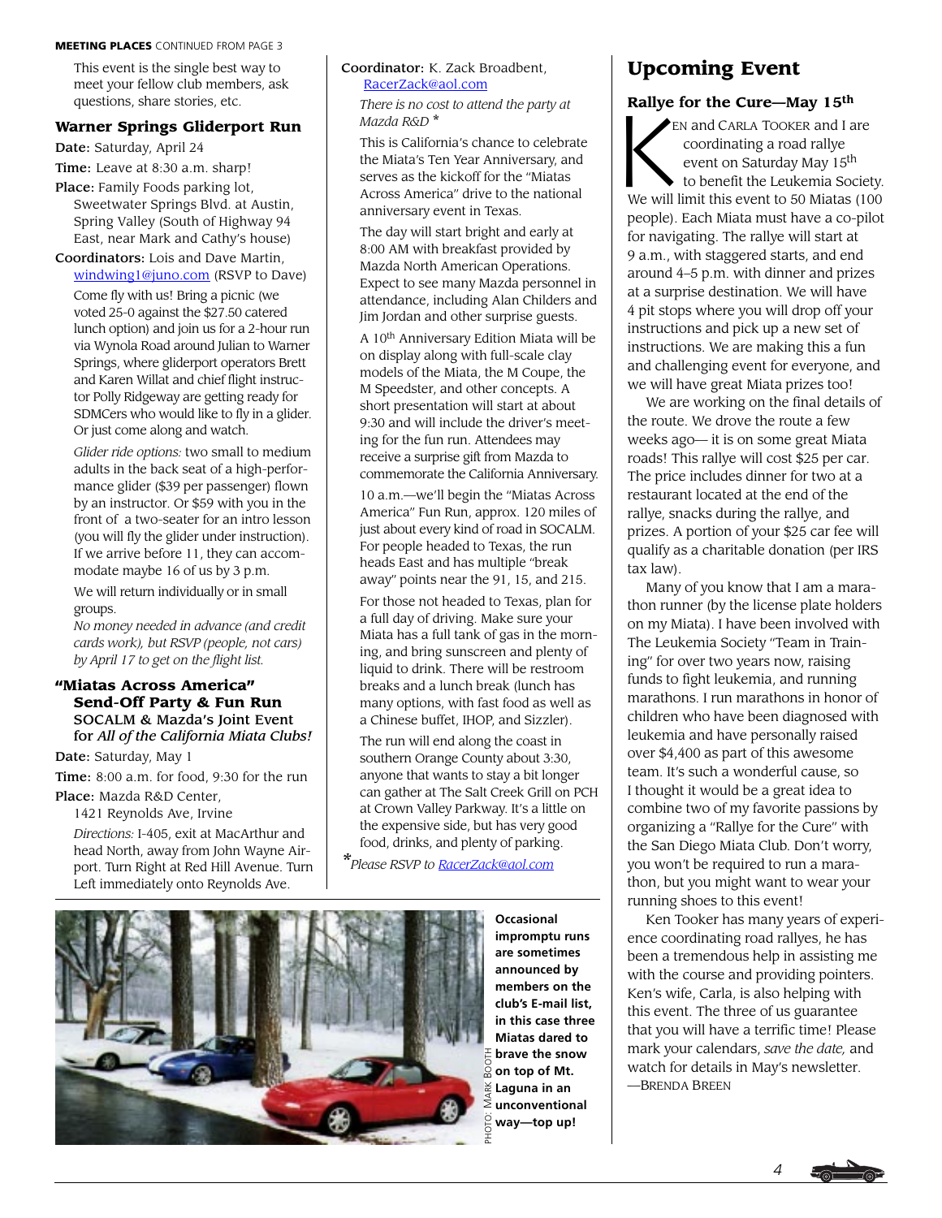**MEETING PLACES** CONTINUED FROM PAGE 3

This event is the single best way to meet your fellow club members, ask questions, share stories, etc.

### Warner Springs Gliderport Run

**Date:** Saturday, April 24

**Time:** Leave at 8:30 a.m. sharp!

**Place:** Family Foods parking lot, Sweetwater Springs Blvd. at Austin, Spring Valley (South of Highway 94 East, near Mark and Cathy's house)

**Coordinators:** Lois and Dave Martin, windwing1@juno.com (RSVP to Dave)

Come fly with us! Bring a picnic (we voted 25-0 against the $27.50 catered lunch option) and join us for a 2-hour run via Wynola Road around Julian to Warner Springs, where gliderport operators Brett and Karen Willat and chief flight instructor Polly Ridgeway are getting ready for SDMCers who would like to fly in a glider. Or just come along and watch.

*Glider ride options:* two small to medium adults in the back seat of a high-performance glider ($39 per passenger) flown by an instructor. Or $59 with you in the front of a two-seater for an intro lesson (you will fly the glider under instruction). If we arrive before 11, they can accommodate maybe 16 of us by 3 p.m.

We will return individually or in small groups.

*No money needed in advance (and credit cards work), but RSVP (people, not cars) by April 17 to get on the flight list.*

### "Miatas Across America" Send-Off Party & Fun Run

**SOCALM & Mazda's Joint Event for *All of the California Miata Clubs!***

**Date:** Saturday, May 1

**Time:** 8:00 a.m. for food, 9:30 for the run

**Place:** Mazda R&D Center, 1421 Reynolds Ave, Irvine

*Directions:* I-405, exit at MacArthur and head North, away from John Wayne Airport. Turn Right at Red Hill Avenue. Turn Left immediately onto Reynolds Ave.

**Coordinator:** K. Zack Broadbent, RacerZack@aol.com

*There is no cost to attend the party at Mazda R&D* *

This is California's chance to celebrate the Miata's Ten Year Anniversary, and serves as the kickoff for the "Miatas Across America" drive to the national anniversary event in Texas.

The day will start bright and early at 8:00 AM with breakfast provided by Mazda North American Operations. Expect to see many Mazda personnel in attendance, including Alan Childers and Jim Jordan and other surprise guests.

A 10th Anniversary Edition Miata will be on display along with full-scale clay models of the Miata, the M Coupe, the M Speedster, and other concepts. A short presentation will start at about 9:30 and will include the driver's meeting for the fun run. Attendees may receive a surprise gift from Mazda to commemorate the California Anniversary.

10 a.m.—we'll begin the "Miatas Across America" Fun Run, approx. 120 miles of just about every kind of road in SOCALM. For people headed to Texas, the run heads East and has multiple "break away" points near the 91, 15, and 215.

For those not headed to Texas, plan for a full day of driving. Make sure your Miata has a full tank of gas in the morning, and bring sunscreen and plenty of liquid to drink. There will be restroom breaks and a lunch break (lunch has many options, with fast food as well as a Chinese buffet, IHOP, and Sizzler).

The run will end along the coast in southern Orange County about 3:30, anyone that wants to stay a bit longer can gather at The Salt Creek Grill on PCH at Crown Valley Parkway. It's a little on the expensive side, but has very good food, drinks, and plenty of parking.

**Please RSVP to RacerZack@aol.com*

**Occasional impromptu runs are sometimes announced by members on the club's E-mail list, in this case three Miatas dared to brave the snow on top of Mt. Laguna in an unconventional way—top up!**

PHOTO: MARK BOOTH

## Upcoming Event

### Rallye for the Cure—May 15th

Ken and Carla Tooker and I are coordinating a road rallye event on Saturday May 15th to benefit the Leukemia Society. We will limit this event to 50 Miatas (100 people). Each Miata must have a co-pilot for navigating. The rallye will start at 9 a.m., with staggered starts, and end around 4–5 p.m. with dinner and prizes at a surprise destination. We will have 4 pit stops where you will drop off your instructions and pick up a new set of instructions. We are making this a fun and challenging event for everyone, and we will have great Miata prizes too!

We are working on the final details of the route. We drove the route a few weeks ago— it is on some great Miata roads! This rallye will cost $25 per car. The price includes dinner for two at a restaurant located at the end of the rallye, snacks during the rallye, and prizes. A portion of your $25 car fee will qualify as a charitable donation (per IRS tax law).

Many of you know that I am a marathon runner (by the license plate holders on my Miata). I have been involved with The Leukemia Society "Team in Training" for over two years now, raising funds to fight leukemia, and running marathons. I run marathons in honor of children who have been diagnosed with leukemia and have personally raised over $4,400 as part of this awesome team. It's such a wonderful cause, so I thought it would be a great idea to combine two of my favorite passions by organizing a "Rallye for the Cure" with the San Diego Miata Club. Don't worry, you won't be required to run a marathon, but you might want to wear your running shoes to this event!

Ken Tooker has many years of experience coordinating road rallyes, he has been a tremendous help in assisting me with the course and providing pointers. Ken's wife, Carla, is also helping with this event. The three of us guarantee that you will have a terrific time! Please mark your calendars, *save the date,* and watch for details in May's newsletter.

—Brenda Breen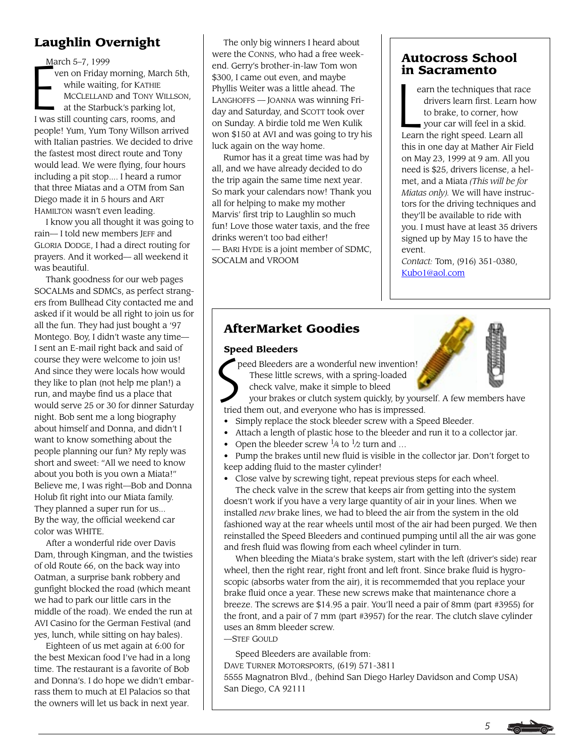## Laughlin Overnight

March 5–7, 1999

Even on Friday morning, March 5th, while waiting, for KATHIE MCCLELLAND and TONY WILLSON, at the Starbuck's parking lot, I was still counting cars, rooms, and people! Yum, Yum Tony Willson arrived with Italian pastries. We decided to drive the fastest most direct route and Tony would lead. We were flying, four hours including a pit stop.... I heard a rumor that three Miatas and a OTM from San Diego made it in 5 hours and ART HAMILTON wasn't even leading.

I know you all thought it was going to rain— I told new members JEFF and GLORIA DODGE, I had a direct routing for prayers. And it worked— all weekend it was beautiful.

Thank goodness for our web pages SOCALMs and SDMCs, as perfect strangers from Bullhead City contacted me and asked if it would be all right to join us for all the fun. They had just bought a '97 Montego. Boy, I didn't waste any time— I sent an E-mail right back and said of course they were welcome to join us! And since they were locals how would they like to plan (not help me plan!) a run, and maybe find us a place that would serve 25 or 30 for dinner Saturday night. Bob sent me a long biography about himself and Donna, and didn't I want to know something about the people planning our fun? My reply was short and sweet: "All we need to know about you both is you own a Miata!" Believe me, I was right—Bob and Donna Holub fit right into our Miata family. They planned a super run for us... By the way, the official weekend car color was WHITE.

After a wonderful ride over Davis Dam, through Kingman, and the twisties of old Route 66, on the back way into Oatman, a surprise bank robbery and gunfight blocked the road (which meant we had to park our little cars in the middle of the road). We ended the run at AVI Casino for the German Festival (and yes, lunch, while sitting on hay bales).

Eighteen of us met again at 6:00 for the best Mexican food I've had in a long time. The restaurant is a favorite of Bob and Donna's. I do hope we didn't embarrass them to much at El Palacios so that the owners will let us back in next year.

The only big winners I heard about were the CONNS, who had a free weekend. Gerry's brother-in-law Tom won $300, I came out even, and maybe Phyllis Weiter was a little ahead. The LANGHOFFS — JOANNA was winning Friday and Saturday, and SCOTT took over on Sunday. A birdie told me Wen Kulik won $150 at AVI and was going to try his luck again on the way home.

Rumor has it a great time was had by all, and we have already decided to do the trip again the same time next year. So mark your calendars now! Thank you all for helping to make my mother Marvis' first trip to Laughlin so much fun! Love those water taxis, and the free drinks weren't too bad either!

— BARI HYDE is a joint member of SDMC, SOCALM and VROOM

## Autocross School in Sacramento

Learn the techniques that race drivers learn first. Learn how to brake, to corner, how your car will feel in a skid. Learn the right speed. Learn all this in one day at Mather Air Field on May 23, 1999 at 9 am. All you need is $25, drivers license, a helmet, and a Miata *(This will be for Miatas only).* We will have instructors for the driving techniques and they'll be available to ride with you. I must have at least 35 drivers signed up by May 15 to have the event.

*Contact:* Tom, (916) 351-0380, Kubo1@aol.com

## AfterMarket Goodies

### Speed Bleeders

Speed Bleeders are a wonderful new invention! These little screws, with a spring-loaded check valve, make it simple to bleed your brakes or clutch system quickly, by yourself. A few members have tried them out, and everyone who has is impressed.

- Simply replace the stock bleeder screw with a Speed Bleeder.
- Attach a length of plastic hose to the bleeder and run it to a collector jar.
- Open the bleeder screw ¼ to ½ turn and ...
- Pump the brakes until new fluid is visible in the collector jar. Don't forget to keep adding fluid to the master cylinder!
- Close valve by screwing tight, repeat previous steps for each wheel.

The check valve in the screw that keeps air from getting into the system doesn't work if you have a very large quantity of air in your lines. When we installed *new* brake lines, we had to bleed the air from the system in the old fashioned way at the rear wheels until most of the air had been purged. We then reinstalled the Speed Bleeders and continued pumping until all the air was gone and fresh fluid was flowing from each wheel cylinder in turn.

When bleeding the Miata's brake system, start with the left (driver's side) rear wheel, then the right rear, right front and left front. Since brake fluid is hygroscopic (absorbs water from the air), it is recommemded that you replace your brake fluid once a year. These new screws make that maintenance chore a breeze. The screws are $14.95 a pair. You'll need a pair of 8mm (part #3955) for the front, and a pair of 7 mm (part #3957) for the rear. The clutch slave cylinder uses an 8mm bleeder screw.

—STEF GOULD

Speed Bleeders are available from:
DAVE TURNER MOTORSPORTS, (619) 571-3811
5555 Magnatron Blvd., (behind San Diego Harley Davidson and Comp USA)
San Diego, CA 92111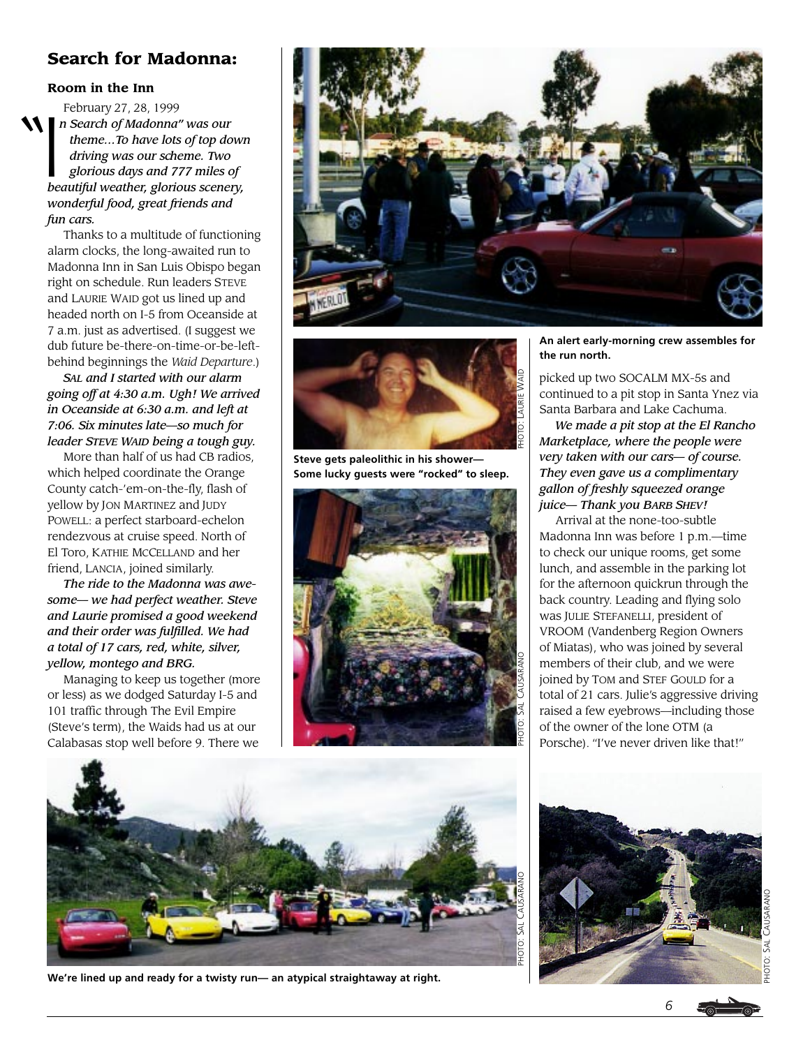# Search for Madonna:

## Room in the Inn

February 27, 28, 1999

*"In Search of Madonna" was our theme…To have lots of top down driving was our scheme. Two glorious days and 777 miles of beautiful weather, glorious scenery, wonderful food, great friends and fun cars.*

Thanks to a multitude of functioning alarm clocks, the long-awaited run to Madonna Inn in San Luis Obispo began right on schedule. Run leaders STEVE and LAURIE WAID got us lined up and headed north on I-5 from Oceanside at 7 a.m. just as advertised. (I suggest we dub future be-there-on-time-or-be-left-behind beginnings the *Waid Departure*.)

***SAL and I started with our alarm going off at 4:30 a.m. Ugh! We arrived in Oceanside at 6:30 a.m. and left at 7:06. Six minutes late—so much for leader STEVE WAID being a tough guy.***

More than half of us had CB radios, which helped coordinate the Orange County catch-'em-on-the-fly, flash of yellow by JON MARTINEZ and JUDY POWELL: a perfect starboard-echelon rendezvous at cruise speed. North of El Toro, KATHIE MCCELLAND and her friend, LANCIA, joined similarly.

***The ride to the Madonna was awesome— we had perfect weather. Steve and Laurie promised a good weekend and their order was fulfilled. We had a total of 17 cars, red, white, silver, yellow, montego and BRG.***

Managing to keep us together (more or less) as we dodged Saturday I-5 and 101 traffic through The Evil Empire (Steve's term), the Waids had us at our Calabasas stop well before 9. There we picked up two SOCALM MX-5s and continued to a pit stop in Santa Ynez via Santa Barbara and Lake Cachuma.

***We made a pit stop at the El Rancho Marketplace, where the people were very taken with our cars— of course. They even gave us a complimentary gallon of freshly squeezed orange juice— Thank you BARB SHEV!***

Arrival at the none-too-subtle Madonna Inn was before 1 p.m.—time to check our unique rooms, get some lunch, and assemble in the parking lot for the afternoon quickrun through the back country. Leading and flying solo was JULIE STEFANELLI, president of VROOM (Vandenberg Region Owners of Miatas), who was joined by several members of their club, and we were joined by TOM and STEF GOULD for a total of 21 cars. Julie's aggressive driving raised a few eyebrows—including those of the owner of the lone OTM (a Porsche). "I've never driven like that!"

**An alert early-morning crew assembles for the run north.**

**Steve gets paleolithic in his shower— Some lucky guests were "rocked" to sleep.**

PHOTO: LAURIE WAID

PHOTO: SAL CAUSARANO

**We're lined up and ready for a twisty run— an atypical straightaway at right.**

PHOTO: SAL CAUSARANO

PHOTO: SAL CAUSARANO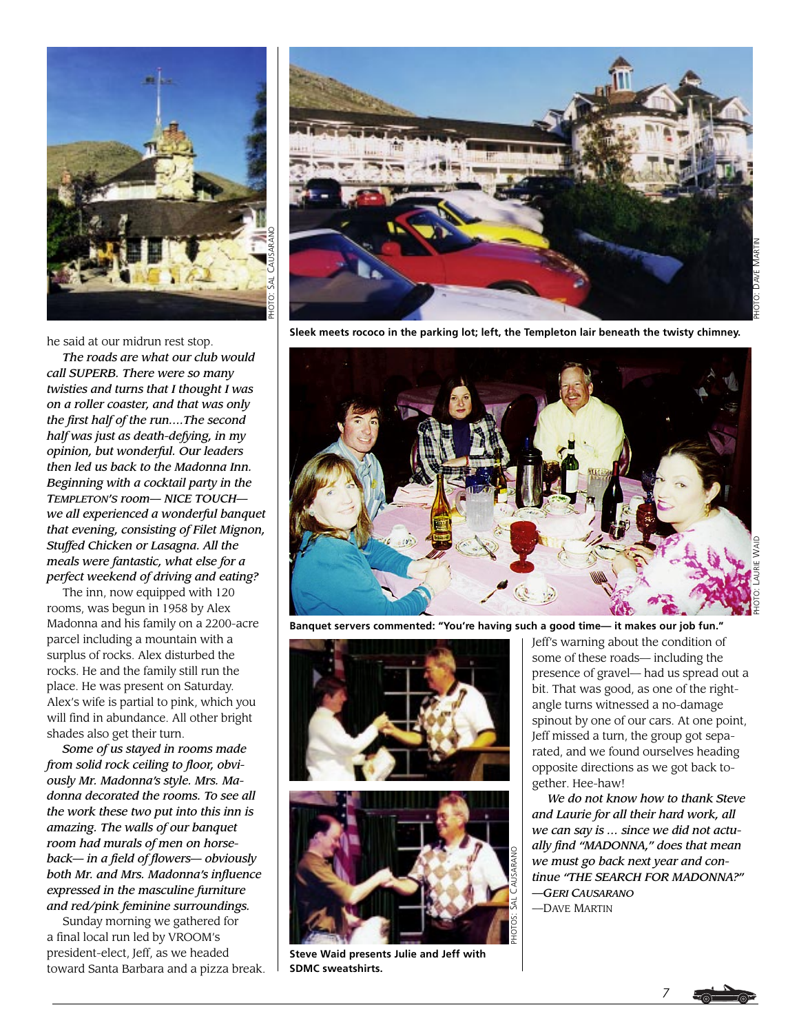he said at our midrun rest stop.

*The roads are what our club would call SUPERB. There were so many twisties and turns that I thought I was on a roller coaster, and that was only the first half of the run....The second half was just as death-defying, in my opinion, but wonderful. Our leaders then led us back to the Madonna Inn. Beginning with a cocktail party in the TEMPLETON'S room— NICE TOUCH— we all experienced a wonderful banquet that evening, consisting of Filet Mignon, Stuffed Chicken or Lasagna. All the meals were fantastic, what else for a perfect weekend of driving and eating?*

The inn, now equipped with 120 rooms, was begun in 1958 by Alex Madonna and his family on a 2200-acre parcel including a mountain with a surplus of rocks. Alex disturbed the rocks. He and the family still run the place. He was present on Saturday. Alex's wife is partial to pink, which you will find in abundance. All other bright shades also get their turn.

*Some of us stayed in rooms made from solid rock ceiling to floor, obviously Mr. Madonna's style. Mrs. Madonna decorated the rooms. To see all the work these two put into this inn is amazing. The walls of our banquet room had murals of men on horseback— in a field of flowers— obviously both Mr. and Mrs. Madonna's influence expressed in the masculine furniture and red/pink feminine surroundings.*

Sunday morning we gathered for a final local run led by VROOM's president-elect, Jeff, as we headed toward Santa Barbara and a pizza break.

PHOTO: SAL CAUSARANO

PHOTO: DAVE MARTIN

**Sleek meets rococo in the parking lot; left, the Templeton lair beneath the twisty chimney.**

PHOTO: LAURIE WAID

**Banquet servers commented: "You're having such a good time— it makes our job fun."**

PHOTOS: SAL CAUSARANO

**Steve Waid presents Julie and Jeff with SDMC sweatshirts.**

Jeff's warning about the condition of some of these roads— including the presence of gravel— had us spread out a bit. That was good, as one of the right-angle turns witnessed a no-damage spinout by one of our cars. At one point, Jeff missed a turn, the group got separated, and we found ourselves heading opposite directions as we got back together. Hee-haw!

*We do not know how to thank Steve and Laurie for all their hard work, all we can say is ... since we did not actually find "MADONNA," does that mean we must go back next year and continue "THE SEARCH FOR MADONNA?"*
*—GERI CAUSARANO*
—DAVE MARTIN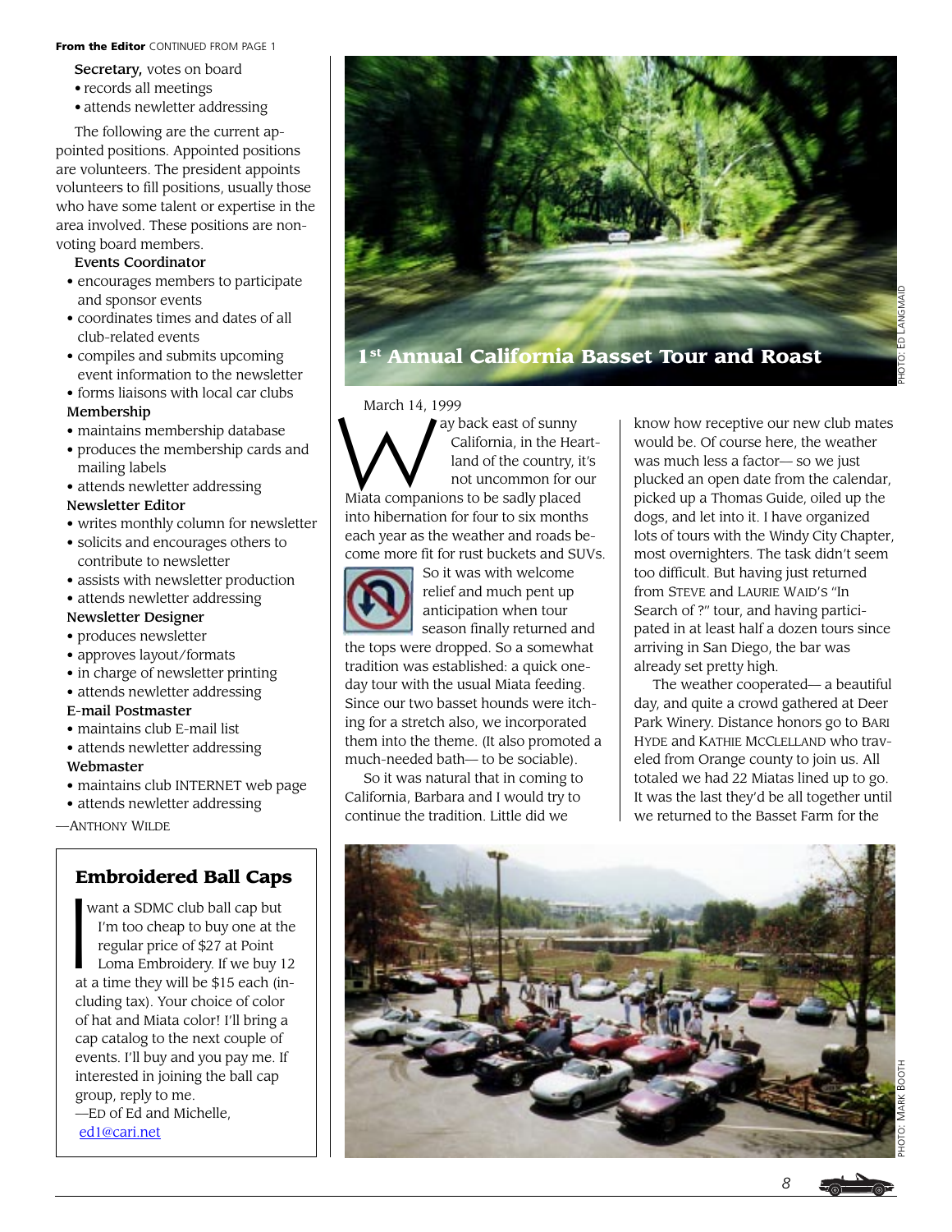**From the Editor** CONTINUED FROM PAGE 1

**Secretary,** votes on board
- records all meetings
- attends newletter addressing

The following are the current appointed positions. Appointed positions are volunteers. The president appoints volunteers to fill positions, usually those who have some talent or expertise in the area involved. These positions are non-voting board members.

**Events Coordinator**
- encourages members to participate and sponsor events
- coordinates times and dates of all club-related events
- compiles and submits upcoming event information to the newsletter
- forms liaisons with local car clubs

**Membership**
- maintains membership database
- produces the membership cards and mailing labels
- attends newletter addressing

**Newsletter Editor**
- writes monthly column for newsletter
- solicits and encourages others to contribute to newsletter
- assists with newsletter production
- attends newletter addressing

**Newsletter Designer**
- produces newsletter
- approves layout/formats
- in charge of newsletter printing
- attends newletter addressing

**E-mail Postmaster**
- maintains club E-mail list
- attends newletter addressing

**Webmaster**
- maintains club INTERNET web page
- attends newletter addressing

—ANTHONY WILDE

## Embroidered Ball Caps

I want a SDMC club ball cap but I'm too cheap to buy one at the regular price of $27 at Point Loma Embroidery. If we buy 12 at a time they will be $15 each (including tax). Your choice of color of hat and Miata color! I'll bring a cap catalog to the next couple of events. I'll buy and you pay me. If interested in joining the ball cap group, reply to me.

—ED of Ed and Michelle, ed1@cari.net

## 1st Annual California Basset Tour and Roast

PHOTO: ED LANGMAID

March 14, 1999

Way back east of sunny California, in the Heartland of the country, it's not uncommon for our Miata companions to be sadly placed into hibernation for four to six months each year as the weather and roads become more fit for rust buckets and SUVs.

So it was with welcome relief and much pent up anticipation when tour season finally returned and the tops were dropped. So a somewhat tradition was established: a quick one-day tour with the usual Miata feeding. Since our two basset hounds were itching for a stretch also, we incorporated them into the theme. (It also promoted a much-needed bath— to be sociable).

So it was natural that in coming to California, Barbara and I would try to continue the tradition. Little did we know how receptive our new club mates would be. Of course here, the weather was much less a factor— so we just plucked an open date from the calendar, picked up a Thomas Guide, oiled up the dogs, and let into it. I have organized lots of tours with the Windy City Chapter, most overnighters. The task didn't seem too difficult. But having just returned from STEVE and LAURIE WAID'S "In Search of ?" tour, and having participated in at least half a dozen tours since arriving in San Diego, the bar was already set pretty high.

The weather cooperated— a beautiful day, and quite a crowd gathered at Deer Park Winery. Distance honors go to BARI HYDE and KATHIE MCCLELLAND who traveled from Orange county to join us. All totaled we had 22 Miatas lined up to go. It was the last they'd be all together until we returned to the Basset Farm for the

PHOTO: MARK BOOTH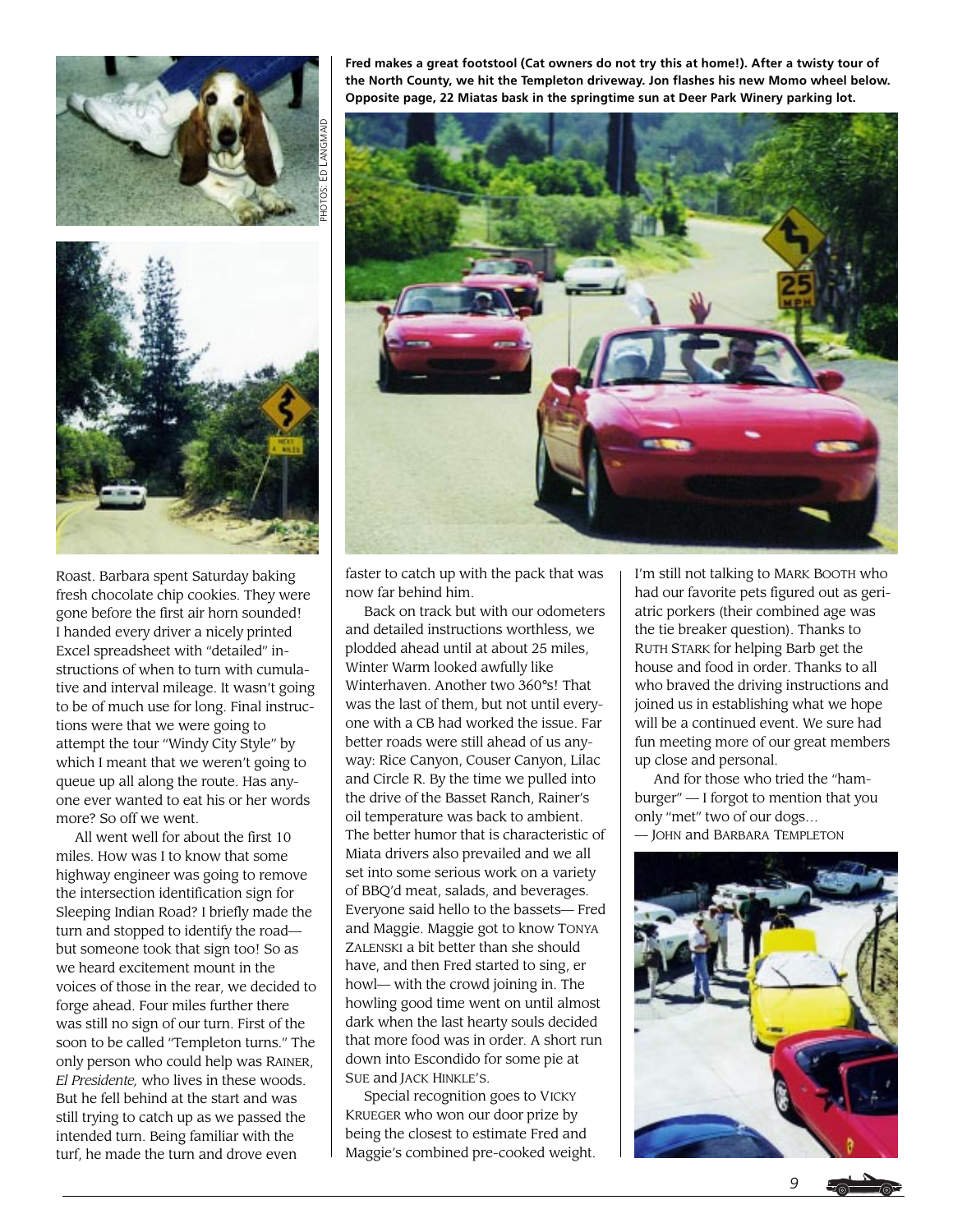PHOTOS: ED LANGMAID

**Fred makes a great footstool (Cat owners do not try this at home!). After a twisty tour of the North County, we hit the Templeton driveway. Jon flashes his new Momo wheel below. Opposite page, 22 Miatas bask in the springtime sun at Deer Park Winery parking lot.**

Roast. Barbara spent Saturday baking fresh chocolate chip cookies. They were gone before the first air horn sounded! I handed every driver a nicely printed Excel spreadsheet with "detailed" instructions of when to turn with cumulative and interval mileage. It wasn't going to be of much use for long. Final instructions were that we were going to attempt the tour "Windy City Style" by which I meant that we weren't going to queue up all along the route. Has anyone ever wanted to eat his or her words more? So off we went.

All went well for about the first 10 miles. How was I to know that some highway engineer was going to remove the intersection identification sign for Sleeping Indian Road? I briefly made the turn and stopped to identify the road—but someone took that sign too! So as we heard excitement mount in the voices of those in the rear, we decided to forge ahead. Four miles further there was still no sign of our turn. First of the soon to be called "Templeton turns." The only person who could help was RAINER, *El Presidente,* who lives in these woods. But he fell behind at the start and was still trying to catch up as we passed the intended turn. Being familiar with the turf, he made the turn and drove even faster to catch up with the pack that was now far behind him.

Back on track but with our odometers and detailed instructions worthless, we plodded ahead until at about 25 miles, Winter Warm looked awfully like Winterhaven. Another two 360°s! That was the last of them, but not until everyone with a CB had worked the issue. Far better roads were still ahead of us anyway: Rice Canyon, Couser Canyon, Lilac and Circle R. By the time we pulled into the drive of the Basset Ranch, Rainer's oil temperature was back to ambient. The better humor that is characteristic of Miata drivers also prevailed and we all set into some serious work on a variety of BBQ'd meat, salads, and beverages. Everyone said hello to the bassets— Fred and Maggie. Maggie got to know TONYA ZALENSKI a bit better than she should have, and then Fred started to sing, er howl— with the crowd joining in. The howling good time went on until almost dark when the last hearty souls decided that more food was in order. A short run down into Escondido for some pie at SUE and JACK HINKLE'S.

Special recognition goes to VICKY KRUEGER who won our door prize by being the closest to estimate Fred and Maggie's combined pre-cooked weight. I'm still not talking to MARK BOOTH who had our favorite pets figured out as geriatric porkers (their combined age was the tie breaker question). Thanks to RUTH STARK for helping Barb get the house and food in order. Thanks to all who braved the driving instructions and joined us in establishing what we hope will be a continued event. We sure had fun meeting more of our great members up close and personal.

And for those who tried the "hamburger" — I forgot to mention that you only "met" two of our dogs…

— JOHN and BARBARA TEMPLETON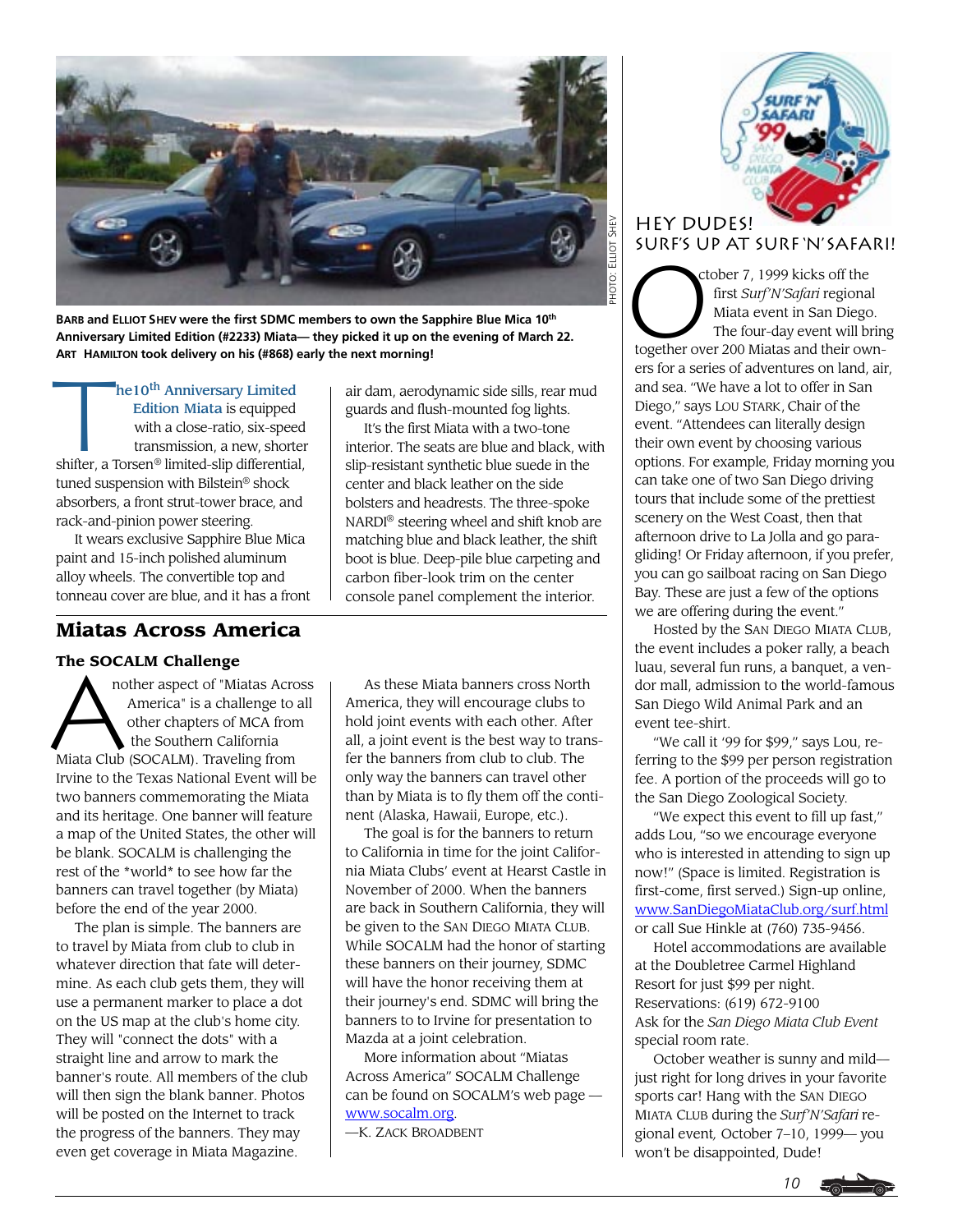PHOTO: ELLIOT SHEV

**BARB and ELLIOT SHEV were the first SDMC members to own the Sapphire Blue Mica 10th Anniversary Limited Edition (#2233) Miata— they picked it up on the evening of March 22. ART HAMILTON took delivery on his (#868) early the next morning!**

The10th Anniversary Limited Edition Miata is equipped with a close-ratio, six-speed transmission, a new, shorter shifter, a Torsen® limited-slip differential, tuned suspension with Bilstein® shock absorbers, a front strut-tower brace, and rack-and-pinion power steering.

It wears exclusive Sapphire Blue Mica paint and 15-inch polished aluminum alloy wheels. The convertible top and tonneau cover are blue, and it has a front air dam, aerodynamic side sills, rear mud guards and flush-mounted fog lights.

It's the first Miata with a two-tone interior. The seats are blue and black, with slip-resistant synthetic blue suede in the center and black leather on the side bolsters and headrests. The three-spoke NARDI® steering wheel and shift knob are matching blue and black leather, the shift boot is blue. Deep-pile blue carpeting and carbon fiber-look trim on the center console panel complement the interior.

## Miatas Across America

### The SOCALM Challenge

Another aspect of "Miatas Across America" is a challenge to all other chapters of MCA from the Southern California Miata Club (SOCALM). Traveling from Irvine to the Texas National Event will be two banners commemorating the Miata and its heritage. One banner will feature a map of the United States, the other will be blank. SOCALM is challenging the rest of the *world* to see how far the banners can travel together (by Miata) before the end of the year 2000.

The plan is simple. The banners are to travel by Miata from club to club in whatever direction that fate will determine. As each club gets them, they will use a permanent marker to place a dot on the US map at the club's home city. They will "connect the dots" with a straight line and arrow to mark the banner's route. All members of the club will then sign the blank banner. Photos will be posted on the Internet to track the progress of the banners. They may even get coverage in Miata Magazine.

As these Miata banners cross North America, they will encourage clubs to hold joint events with each other. After all, a joint event is the best way to transfer the banners from club to club. The only way the banners can travel other than by Miata is to fly them off the continent (Alaska, Hawaii, Europe, etc.).

The goal is for the banners to return to California in time for the joint California Miata Clubs' event at Hearst Castle in November of 2000. When the banners are back in Southern California, they will be given to the SAN DIEGO MIATA CLUB. While SOCALM had the honor of starting these banners on their journey, SDMC will have the honor receiving them at their journey's end. SDMC will bring the banners to to Irvine for presentation to Mazda at a joint celebration.

More information about "Miatas Across America" SOCALM Challenge can be found on SOCALM's web page — www.socalm.org.

—K. ZACK BROADBENT

## HEY DUDES! SURF'S UP AT SURF 'N' SAFARI!

October 7, 1999 kicks off the first *Surf'N'Safari* regional Miata event in San Diego. The four-day event will bring together over 200 Miatas and their owners for a series of adventures on land, air, and sea. "We have a lot to offer in San Diego," says LOU STARK, Chair of the event. "Attendees can literally design their own event by choosing various options. For example, Friday morning you can take one of two San Diego driving tours that include some of the prettiest scenery on the West Coast, then that afternoon drive to La Jolla and go paragliding! Or Friday afternoon, if you prefer, you can go sailboat racing on San Diego Bay. These are just a few of the options we are offering during the event."

Hosted by the SAN DIEGO MIATA CLUB, the event includes a poker rally, a beach luau, several fun runs, a banquet, a vendor mall, admission to the world-famous San Diego Wild Animal Park and an event tee-shirt.

"We call it '99 for $99," says Lou, referring to the $99 per person registration fee. A portion of the proceeds will go to the San Diego Zoological Society.

"We expect this event to fill up fast," adds Lou, "so we encourage everyone who is interested in attending to sign up now!" (Space is limited. Registration is first-come, first served.) Sign-up online, www.SanDiegoMiataClub.org/surf.html or call Sue Hinkle at (760) 735-9456.

Hotel accommodations are available at the Doubletree Carmel Highland Resort for just $99 per night. Reservations: (619) 672-9100 Ask for the *San Diego Miata Club Event* special room rate.

October weather is sunny and mild—just right for long drives in your favorite sports car! Hang with the SAN DIEGO MIATA CLUB during the *Surf'N'Safari* regional event, October 7–10, 1999— you won't be disappointed, Dude!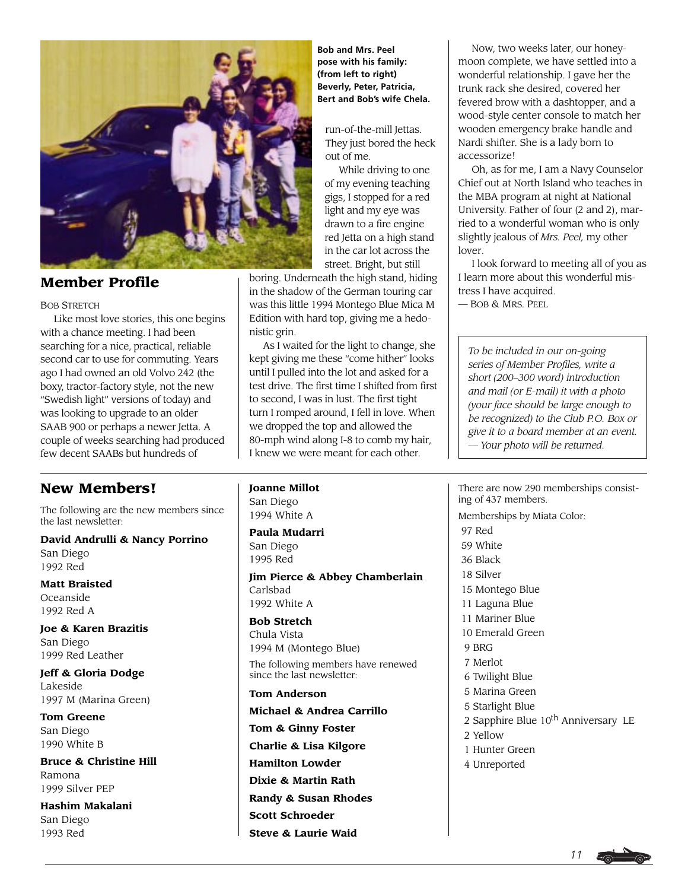Bob and Mrs. Peel pose with his family: (from left to right) Beverly, Peter, Patricia, Bert and Bob's wife Chela.

## Member Profile

BOB STRETCH

Like most love stories, this one begins with a chance meeting. I had been searching for a nice, practical, reliable second car to use for commuting. Years ago I had owned an old Volvo 242 (the boxy, tractor-factory style, not the new "Swedish light" versions of today) and was looking to upgrade to an older SAAB 900 or perhaps a newer Jetta. A couple of weeks searching had produced few decent SAABs but hundreds of run-of-the-mill Jettas. They just bored the heck out of me.

While driving to one of my evening teaching gigs, I stopped for a red light and my eye was drawn to a fire engine red Jetta on a high stand in the car lot across the street. Bright, but still boring. Underneath the high stand, hiding in the shadow of the German touring car was this little 1994 Montego Blue Mica M Edition with hard top, giving me a hedonistic grin.

As I waited for the light to change, she kept giving me these "come hither" looks until I pulled into the lot and asked for a test drive. The first time I shifted from first to second, I was in lust. The first tight turn I romped around, I fell in love. When we dropped the top and allowed the 80-mph wind along I-8 to comb my hair, I knew we were meant for each other.

Now, two weeks later, our honeymoon complete, we have settled into a wonderful relationship. I gave her the trunk rack she desired, covered her fevered brow with a dashtopper, and a wood-style center console to match her wooden emergency brake handle and Nardi shifter. She is a lady born to accessorize!

Oh, as for me, I am a Navy Counselor Chief out at North Island who teaches in the MBA program at night at National University. Father of four (2 and 2), married to a wonderful woman who is only slightly jealous of *Mrs. Peel,* my other lover.

I look forward to meeting all of you as I learn more about this wonderful mistress I have acquired.
— BOB & MRS. PEEL

*To be included in our on-going series of Member Profiles, write a short (200–300 word) introduction and mail (or E-mail) it with a photo (your face should be large enough to be recognized) to the Club P.O. Box or give it to a board member at an event. — Your photo will be returned.*

## New Members!

The following are the new members since the last newsletter:

**David Andrulli & Nancy Porrino**
San Diego
1992 Red

**Matt Braisted**
Oceanside
1992 Red A

**Joe & Karen Brazitis**
San Diego
1999 Red Leather

**Jeff & Gloria Dodge**
Lakeside
1997 M (Marina Green)

**Tom Greene**
San Diego
1990 White B

**Bruce & Christine Hill**
Ramona
1999 Silver PEP

**Hashim Makalani**
San Diego
1993 Red

**Joanne Millot**
San Diego
1994 White A

**Paula Mudarri**
San Diego
1995 Red

**Jim Pierce & Abbey Chamberlain**
Carlsbad
1992 White A

**Bob Stretch**
Chula Vista
1994 M (Montego Blue)

The following members have renewed since the last newsletter:

**Tom Anderson**

**Michael & Andrea Carrillo**

**Tom & Ginny Foster**

**Charlie & Lisa Kilgore**

**Hamilton Lowder**

**Dixie & Martin Rath**

**Randy & Susan Rhodes**

**Scott Schroeder**

**Steve & Laurie Waid**

There are now 290 memberships consisting of 437 members.

Memberships by Miata Color:

97 Red
59 White
36 Black
18 Silver
15 Montego Blue
11 Laguna Blue
11 Mariner Blue
10 Emerald Green
9 BRG
7 Merlot
6 Twilight Blue
5 Marina Green
5 Starlight Blue
2 Sapphire Blue 10th Anniversary LE
2 Yellow
1 Hunter Green
4 Unreported